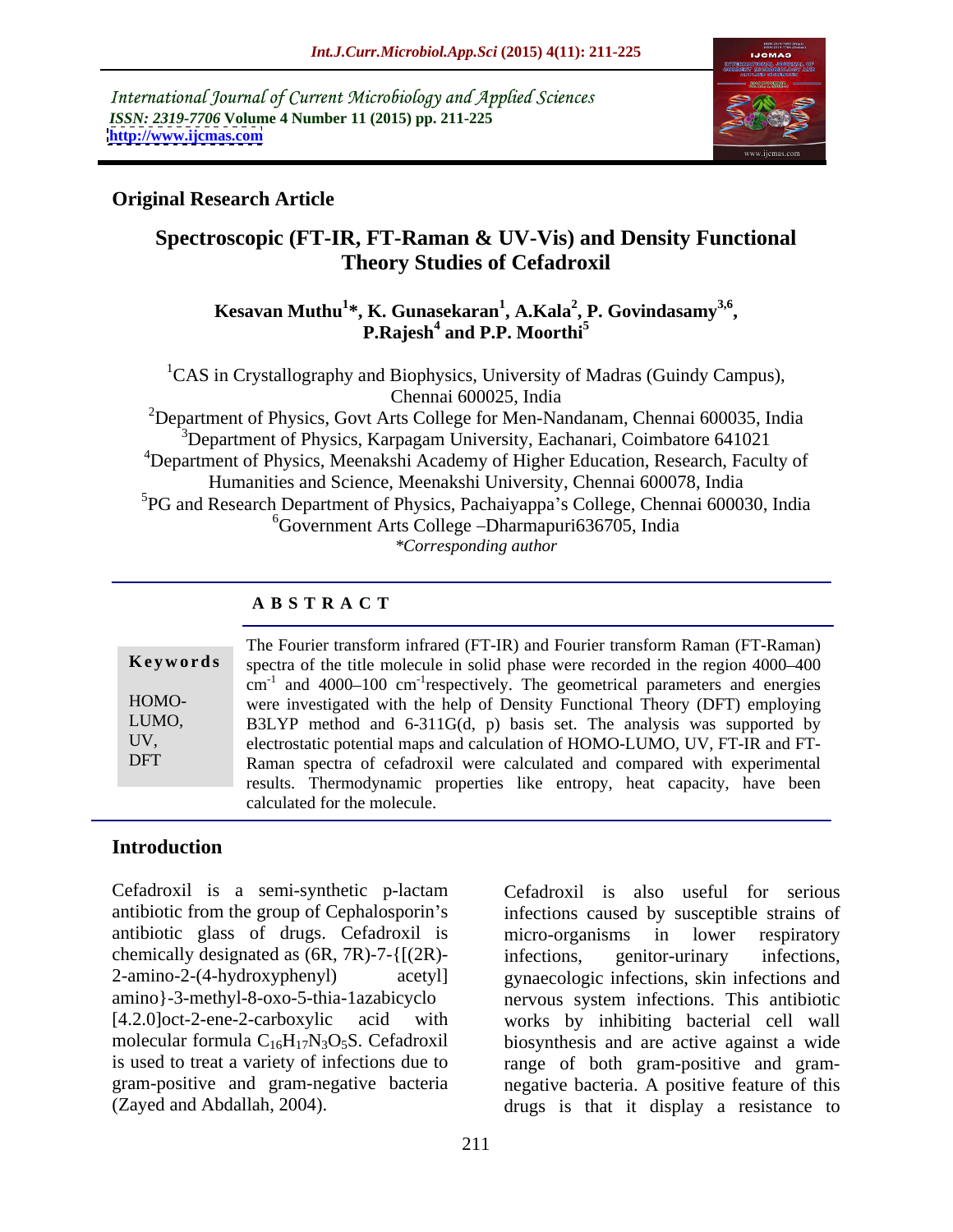International Journal of Current Microbiology and Applied Sciences
*ISSN: 2319-7706* **Volume 4 Number 11 (2015) pp. 211-225**
**http://www.ijcmas.com**

**Original Research Article**

# Spectroscopic (FT-IR, FT-Raman & UV-Vis) and Density Functional Theory Studies of Cefadroxil

**Kesavan Muthu[1]*, K. Gunasekaran[1], A.Kala[2], P. Govindasamy[3,6], P.Rajesh[4] and P.P. Moorthi[5]**

[1]CAS in Crystallography and Biophysics, University of Madras (Guindy Campus), Chennai 600025, India
[2]Department of Physics, Govt Arts College for Men-Nandanam, Chennai 600035, India
[3]Department of Physics, Karpagam University, Eachanari, Coimbatore 641021
[4]Department of Physics, Meenakshi Academy of Higher Education, Research, Faculty of Humanities and Science, Meenakshi University, Chennai 600078, India
[5]PG and Research Department of Physics, Pachaiyappa's College, Chennai 600030, India
[6]Government Arts College –Dharmapuri636705, India
*\*Corresponding author*

## A B S T R A C T

**Keywords**

HOMO-LUMO, UV, DFT

The Fourier transform infrared (FT-IR) and Fourier transform Raman (FT-Raman) spectra of the title molecule in solid phase were recorded in the region 4000–400 $cm^{-1}$ and 4000–100 $cm^{-1}$respectively. The geometrical parameters and energies were investigated with the help of Density Functional Theory (DFT) employing B3LYP method and 6-311G(d, p) basis set. The analysis was supported by electrostatic potential maps and calculation of HOMO-LUMO, UV, FT-IR and FT-Raman spectra of cefadroxil were calculated and compared with experimental results. Thermodynamic properties like entropy, heat capacity, have been calculated for the molecule.

## Introduction

Cefadroxil is a semi-synthetic p-lactam antibiotic from the group of Cephalosporin's antibiotic glass of drugs. Cefadroxil is chemically designated as (6R, 7R)-7-{[(2R)-2-amino-2-(4-hydroxyphenyl) acetyl] amino}-3-methyl-8-oxo-5-thia-1azabicyclo [4.2.0]oct-2-ene-2-carboxylic acid with molecular formula $C_{16}H_{17}N_3O_5S$. Cefadroxil is used to treat a variety of infections due to gram-positive and gram-negative bacteria (Zayed and Abdallah, 2004).

Cefadroxil is also useful for serious infections caused by susceptible strains of micro-organisms in lower respiratory infections, genitor-urinary infections, gynaecologic infections, skin infections and nervous system infections. This antibiotic works by inhibiting bacterial cell wall biosynthesis and are active against a wide range of both gram-positive and gram-negative bacteria. A positive feature of this drugs is that it display a resistance to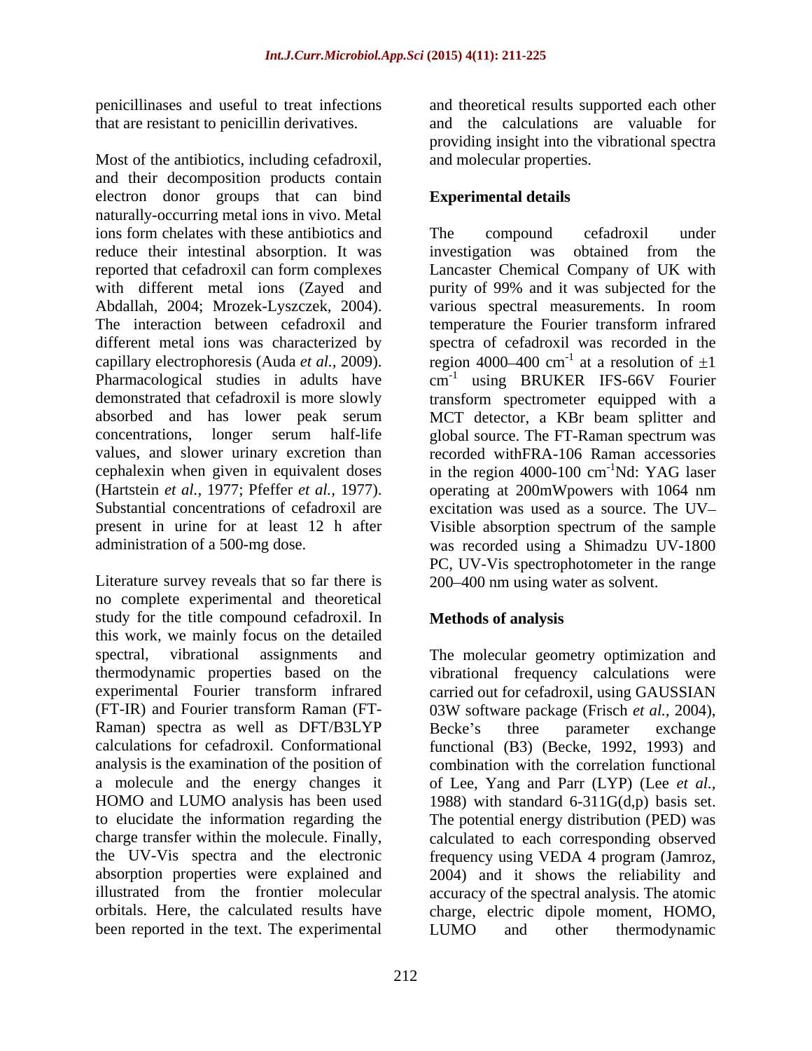penicillinases and useful to treat infections that are resistant to penicillin derivatives.

Most of the antibiotics, including cefadroxil, and their decomposition products contain electron donor groups that can bind naturally-occurring metal ions in vivo. Metal ions form chelates with these antibiotics and reduce their intestinal absorption. It was reported that cefadroxil can form complexes with different metal ions (Zayed and Abdallah, 2004; Mrozek-Lyszczek, 2004). The interaction between cefadroxil and different metal ions was characterized by capillary electrophoresis (Auda *et al.,* 2009). Pharmacological studies in adults have demonstrated that cefadroxil is more slowly absorbed and has lower peak serum concentrations, longer serum half-life values, and slower urinary excretion than cephalexin when given in equivalent doses (Hartstein *et al.,* 1977; Pfeffer *et al.,* 1977). Substantial concentrations of cefadroxil are present in urine for at least 12 h after administration of a 500-mg dose.

Literature survey reveals that so far there is no complete experimental and theoretical study for the title compound cefadroxil. In this work, we mainly focus on the detailed spectral, vibrational assignments and thermodynamic properties based on the experimental Fourier transform infrared (FT-IR) and Fourier transform Raman (FT-Raman) spectra as well as DFT/B3LYP calculations for cefadroxil. Conformational analysis is the examination of the position of a molecule and the energy changes it HOMO and LUMO analysis has been used to elucidate the information regarding the charge transfer within the molecule. Finally, the UV-Vis spectra and the electronic absorption properties were explained and illustrated from the frontier molecular orbitals. Here, the calculated results have been reported in the text. The experimental and theoretical results supported each other and the calculations are valuable for providing insight into the vibrational spectra and molecular properties.

## Experimental details

The compound cefadroxil under investigation was obtained from the Lancaster Chemical Company of UK with purity of 99% and it was subjected for the various spectral measurements. In room temperature the Fourier transform infrared spectra of cefadroxil was recorded in the region 4000–400 $cm^{-1}$ at a resolution of $\pm 1$ $cm^{-1}$ using BRUKER IFS-66V Fourier transform spectrometer equipped with a MCT detector, a KBr beam splitter and global source. The FT-Raman spectrum was recorded withFRA-106 Raman accessories in the region 4000-100 $cm^{-1}$Nd: YAG laser operating at 200mWpowers with 1064 nm excitation was used as a source. The UV–Visible absorption spectrum of the sample was recorded using a Shimadzu UV-1800 PC, UV-Vis spectrophotometer in the range 200–400 nm using water as solvent.

## Methods of analysis

The molecular geometry optimization and vibrational frequency calculations were carried out for cefadroxil, using GAUSSIAN 03W software package (Frisch *et al.,* 2004), Becke's three parameter exchange functional (B3) (Becke, 1992, 1993) and combination with the correlation functional of Lee, Yang and Parr (LYP) (Lee *et al.,* 1988) with standard 6-311G(d,p) basis set. The potential energy distribution (PED) was calculated to each corresponding observed frequency using VEDA 4 program (Jamroz, 2004) and it shows the reliability and accuracy of the spectral analysis. The atomic charge, electric dipole moment, HOMO, LUMO and other thermodynamic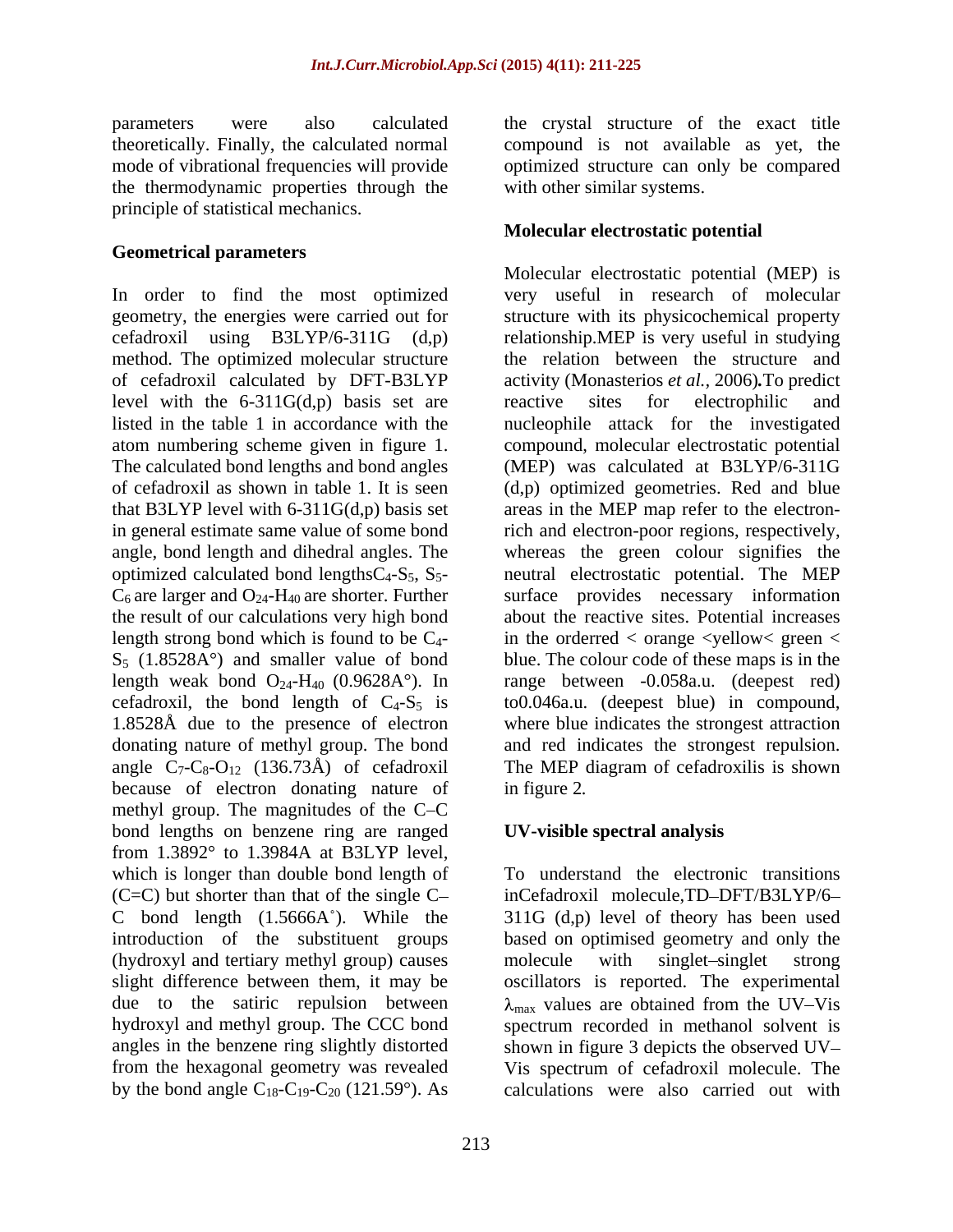parameters were also calculated theoretically. Finally, the calculated normal mode of vibrational frequencies will provide the thermodynamic properties through the principle of statistical mechanics.

**Geometrical parameters**

In order to find the most optimized geometry, the energies were carried out for cefadroxil using B3LYP/6-311G (d,p) method. The optimized molecular structure of cefadroxil calculated by DFT-B3LYP level with the 6-311G(d,p) basis set are listed in the table 1 in accordance with the atom numbering scheme given in figure 1. The calculated bond lengths and bond angles of cefadroxil as shown in table 1. It is seen that B3LYP level with 6-311G(d,p) basis set in general estimate same value of some bond angle, bond length and dihedral angles. The optimized calculated bond lengths$C_4$-$S_5$, $S_5$-$C_6$ are larger and $O_{24}$-$H_{40}$ are shorter. Further the result of our calculations very high bond length strong bond which is found to be $C_4$-$S_5$ (1.8528A°) and smaller value of bond length weak bond $O_{24}$-$H_{40}$ (0.9628A°). In cefadroxil, the bond length of $C_4$-$S_5$ is 1.8528Å due to the presence of electron donating nature of methyl group. The bond angle $C_7$-$C_8$-$O_{12}$ (136.73Å) of cefadroxil because of electron donating nature of methyl group. The magnitudes of the C–C bond lengths on benzene ring are ranged from 1.3892° to 1.3984A at B3LYP level, which is longer than double bond length of (C=C) but shorter than that of the single C–C bond length (1.5666A˚). While the introduction of the substituent groups (hydroxyl and tertiary methyl group) causes slight difference between them, it may be due to the satiric repulsion between hydroxyl and methyl group. The CCC bond angles in the benzene ring slightly distorted from the hexagonal geometry was revealed by the bond angle $C_{18}$-$C_{19}$-$C_{20}$ (121.59°). As the crystal structure of the exact title compound is not available as yet, the optimized structure can only be compared with other similar systems.

**Molecular electrostatic potential**

Molecular electrostatic potential (MEP) is very useful in research of molecular structure with its physicochemical property relationship.MEP is very useful in studying the relation between the structure and activity (Monasterios *et al.*, 2006)**.**To predict reactive sites for electrophilic and nucleophile attack for the investigated compound, molecular electrostatic potential (MEP) was calculated at B3LYP/6-311G (d,p) optimized geometries. Red and blue areas in the MEP map refer to the electron-rich and electron-poor regions, respectively, whereas the green colour signifies the neutral electrostatic potential. The MEP surface provides necessary information about the reactive sites. Potential increases in the orderred < orange <yellow< green < blue. The colour code of these maps is in the range between -0.058a.u. (deepest red) to0.046a.u. (deepest blue) in compound, where blue indicates the strongest attraction and red indicates the strongest repulsion. The MEP diagram of cefadroxilis is shown in figure 2.

**UV-visible spectral analysis**

To understand the electronic transitions inCefadroxil molecule,TD–DFT/B3LYP/6–311G (d,p) level of theory has been used based on optimised geometry and only the molecule with singlet–singlet strong oscillators is reported. The experimental $\lambda_{max}$ values are obtained from the UV–Vis spectrum recorded in methanol solvent is shown in figure 3 depicts the observed UV–Vis spectrum of cefadroxil molecule. The calculations were also carried out with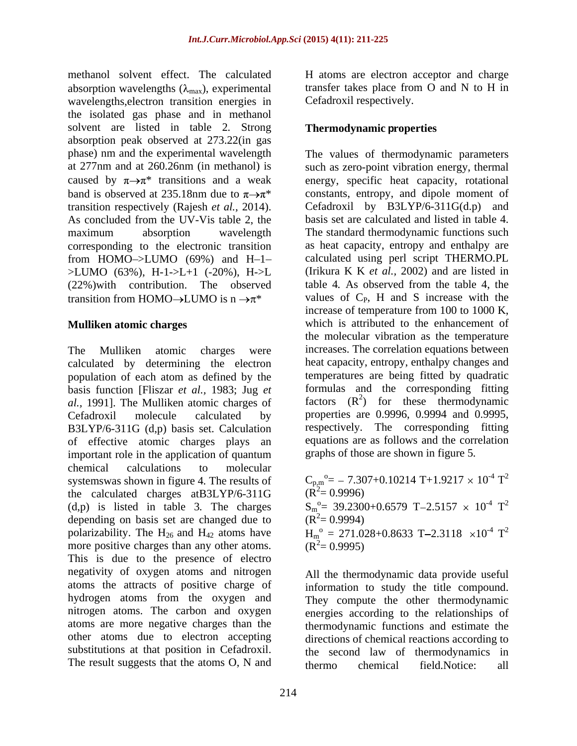methanol solvent effect. The calculated absorption wavelengths ($\lambda_{max}$), experimental wavelengths,electron transition energies in the isolated gas phase and in methanol solvent are listed in table 2. Strong absorption peak observed at 273.22(in gas phase) nm and the experimental wavelength at 277nm and at 260.26nm (in methanol) is caused by $\pi\rightarrow\pi^*$ transitions and a weak band is observed at 235.18nm due to $\pi\rightarrow\pi^*$ transition respectively (Rajesh *et al.,* 2014). As concluded from the UV-Vis table 2, the maximum absorption wavelength corresponding to the electronic transition from HOMO–>LUMO (69%) and H–1–>LUMO (63%), H-1->L+1 (-20%), H->L (22%)with contribution. The observed transition from HOMO$\rightarrow$LUMO is n $\rightarrow\pi^*$

## Mulliken atomic charges

The Mulliken atomic charges were calculated by determining the electron population of each atom as defined by the basis function [Fliszar *et al.*, 1983; Jug *et al.*, 1991]. The Mulliken atomic charges of Cefadroxil molecule calculated by B3LYP/6-311G (d,p) basis set. Calculation of effective atomic charges plays an important role in the application of quantum chemical calculations to molecular systemswas shown in figure 4. The results of the calculated charges atB3LYP/6-311G (d,p) is listed in table 3. The charges depending on basis set are changed due to polarizability. The $H_{26}$ and $H_{42}$ atoms have more positive charges than any other atoms. This is due to the presence of electro negativity of oxygen atoms and nitrogen atoms the attracts of positive charge of hydrogen atoms from the oxygen and nitrogen atoms. The carbon and oxygen atoms are more negative charges than the other atoms due to electron accepting substitutions at that position in Cefadroxil. The result suggests that the atoms O, N and H atoms are electron acceptor and charge transfer takes place from O and N to H in Cefadroxil respectively.

## Thermodynamic properties

The values of thermodynamic parameters such as zero-point vibration energy, thermal energy, specific heat capacity, rotational constants, entropy, and dipole moment of Cefadroxil by B3LYP/6-311G(d.p) and basis set are calculated and listed in table 4. The standard thermodynamic functions such as heat capacity, entropy and enthalpy are calculated using perl script THERMO.PL (Irikura K K *et al.*, 2002) and are listed in table 4. As observed from the table 4, the values of $C_P$, H and S increase with the increase of temperature from 100 to 1000 K, which is attributed to the enhancement of the molecular vibration as the temperature increases. The correlation equations between heat capacity, entropy, enthalpy changes and temperatures are being fitted by quadratic formulas and the corresponding fitting factors ($R^2$) for these thermodynamic properties are 0.9996, 0.9994 and 0.9995, respectively. The corresponding fitting equations are as follows and the correlation graphs of those are shown in figure 5.

$$C_{p,m}^{o} = -7.307+0.10214\,T+1.9217 \times 10^{-4}\,T^2 \quad (R^2 = 0.9996)$$

$$S_{m}^{o} = 39.2300+0.6579\,T-2.5157 \times 10^{-4}\,T^2 \quad (R^2 = 0.9994)$$

$$H_{m}^{o} = 271.028+0.8633\,T-2.3118 \times 10^{-4}\,T^2 \quad (R^2 = 0.9995)$$

All the thermodynamic data provide useful information to study the title compound. They compute the other thermodynamic energies according to the relationships of thermodynamic functions and estimate the directions of chemical reactions according to the second law of thermodynamics in thermo chemical field.Notice: all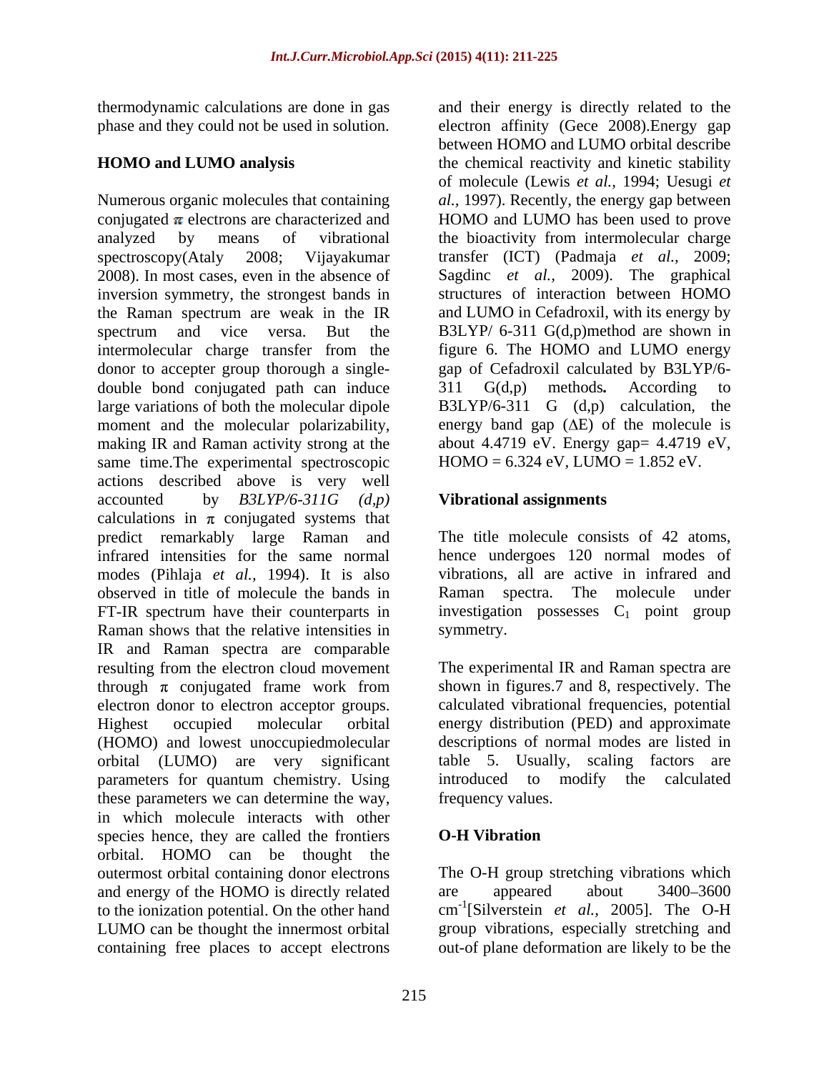thermodynamic calculations are done in gas phase and they could not be used in solution.

## HOMO and LUMO analysis

Numerous organic molecules that containing conjugated $\pi$ electrons are characterized and analyzed by means of vibrational spectroscopy(Ataly 2008; Vijayakumar 2008). In most cases, even in the absence of inversion symmetry, the strongest bands in the Raman spectrum are weak in the IR spectrum and vice versa. But the intermolecular charge transfer from the donor to accepter group thorough a single-double bond conjugated path can induce large variations of both the molecular dipole moment and the molecular polarizability, making IR and Raman activity strong at the same time.The experimental spectroscopic actions described above is very well accounted by *B3LYP/6-311G (d,p)* calculations in $\pi$ conjugated systems that predict remarkably large Raman and infrared intensities for the same normal modes (Pihlaja *et al.,* 1994). It is also observed in title of molecule the bands in FT-IR spectrum have their counterparts in Raman shows that the relative intensities in IR and Raman spectra are comparable resulting from the electron cloud movement through $\pi$ conjugated frame work from electron donor to electron acceptor groups. Highest occupied molecular orbital (HOMO) and lowest unoccupiedmolecular orbital (LUMO) are very significant parameters for quantum chemistry. Using these parameters we can determine the way, in which molecule interacts with other species hence, they are called the frontiers orbital. HOMO can be thought the outermost orbital containing donor electrons and energy of the HOMO is directly related to the ionization potential. On the other hand LUMO can be thought the innermost orbital containing free places to accept electrons and their energy is directly related to the electron affinity (Gece 2008).Energy gap between HOMO and LUMO orbital describe the chemical reactivity and kinetic stability of molecule (Lewis *et al.,* 1994; Uesugi *et al.,* 1997). Recently, the energy gap between HOMO and LUMO has been used to prove the bioactivity from intermolecular charge transfer (ICT) (Padmaja *et al.,* 2009; Sagdinc *et al.,* 2009). The graphical structures of interaction between HOMO and LUMO in Cefadroxil, with its energy by B3LYP/ 6-311 G(d,p)method are shown in figure 6. The HOMO and LUMO energy gap of Cefadroxil calculated by B3LYP/6-311 G(d,p) methods**.** According to B3LYP/6-311 G (d,p) calculation, the energy band gap ($\Delta$E) of the molecule is about 4.4719 eV. Energy gap= 4.4719 eV, HOMO = 6.324 eV, LUMO = 1.852 eV.

## Vibrational assignments

The title molecule consists of 42 atoms, hence undergoes 120 normal modes of vibrations, all are active in infrared and Raman spectra. The molecule under investigation possesses $C_1$ point group symmetry.

The experimental IR and Raman spectra are shown in figures.7 and 8, respectively. The calculated vibrational frequencies, potential energy distribution (PED) and approximate descriptions of normal modes are listed in table 5. Usually, scaling factors are introduced to modify the calculated frequency values.

## O-H Vibration

The O-H group stretching vibrations which are appeared about 3400–3600 $cm^{-1}$[Silverstein *et al.,* 2005]. The O-H group vibrations, especially stretching and out-of plane deformation are likely to be the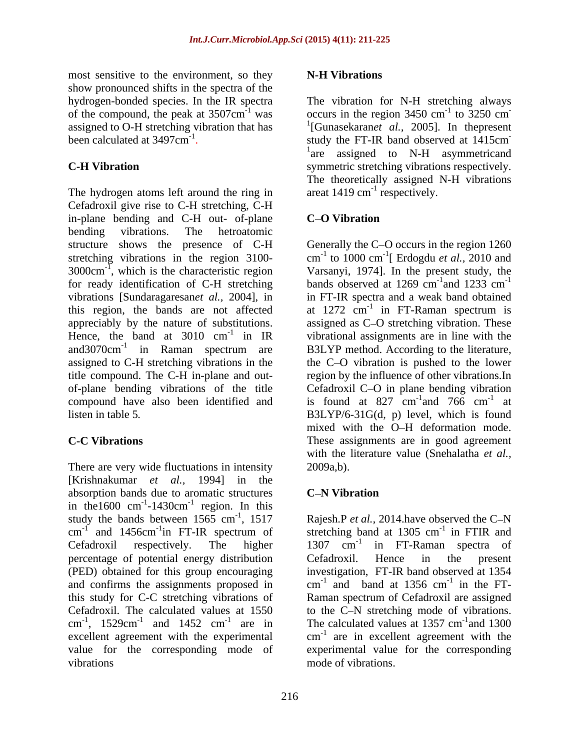most sensitive to the environment, so they show pronounced shifts in the spectra of the hydrogen-bonded species. In the IR spectra of the compound, the peak at 3507cm$^{-1}$ was assigned to O-H stretching vibration that has been calculated at 3497cm$^{-1}$.

## C-H Vibration

The hydrogen atoms left around the ring in Cefadroxil give rise to C-H stretching, C-H in-plane bending and C-H out- of-plane bending vibrations. The hetroatomic structure shows the presence of C-H stretching vibrations in the region 3100-3000cm$^{-1}$, which is the characteristic region for ready identification of C-H stretching vibrations [Sundaragaresan*et al.,* 2004], in this region, the bands are not affected appreciably by the nature of substitutions. Hence, the band at 3010 cm$^{-1}$ in IR and3070cm$^{-1}$ in Raman spectrum are assigned to C-H stretching vibrations in the title compound. The C-H in-plane and out-of-plane bending vibrations of the title compound have also been identified and listen in table 5.

## C-C Vibrations

There are very wide fluctuations in intensity [Krishnakumar *et al.,* 1994] in the absorption bands due to aromatic structures in the1600 cm$^{-1}$-1430cm$^{-1}$ region. In this study the bands between 1565 cm$^{-1}$, 1517 cm$^{-1}$ and 1456cm$^{-1}$in FT-IR spectrum of Cefadroxil respectively. The higher percentage of potential energy distribution (PED) obtained for this group encouraging and confirms the assignments proposed in this study for C-C stretching vibrations of Cefadroxil. The calculated values at 1550 cm$^{-1}$, 1529cm$^{-1}$ and 1452 cm$^{-1}$ are in excellent agreement with the experimental value for the corresponding mode of vibrations

## N-H Vibrations

The vibration for N-H stretching always occurs in the region 3450 cm$^{-1}$ to 3250 cm$^{-1}$[Gunasekaran*et al.,* 2005]. In thepresent study the FT-IR band observed at 1415cm$^{-1}$are assigned to N-H asymmetricand symmetric stretching vibrations respectively. The theoretically assigned N-H vibrations areat 1419 cm$^{-1}$ respectively.

## C–O Vibration

Generally the C–O occurs in the region 1260 cm$^{-1}$ to 1000 cm$^{-1}$[ Erdogdu *et al.,* 2010 and Varsanyi, 1974]. In the present study, the bands observed at 1269 cm$^{-1}$and 1233 cm$^{-1}$ in FT-IR spectra and a weak band obtained at 1272 cm$^{-1}$ in FT-Raman spectrum is assigned as C–O stretching vibration. These vibrational assignments are in line with the B3LYP method. According to the literature, the C–O vibration is pushed to the lower region by the influence of other vibrations.In Cefadroxil C–O in plane bending vibration is found at 827 cm$^{-1}$and 766 cm$^{-1}$ at B3LYP/6-31G(d, p) level, which is found mixed with the O–H deformation mode. These assignments are in good agreement with the literature value (Snehalatha *et al.,* 2009a,b).

## C–N Vibration

Rajesh.P *et al.,* 2014.have observed the C–N stretching band at 1305 cm$^{-1}$ in FTIR and 1307 cm$^{-1}$ in FT-Raman spectra of Cefadroxil. Hence in the present investigation, FT-IR band observed at 1354 cm$^{-1}$ and band at 1356 cm$^{-1}$ in the FT-Raman spectrum of Cefadroxil are assigned to the C–N stretching mode of vibrations. The calculated values at 1357 cm$^{-1}$and 1300 cm$^{-1}$ are in excellent agreement with the experimental value for the corresponding mode of vibrations.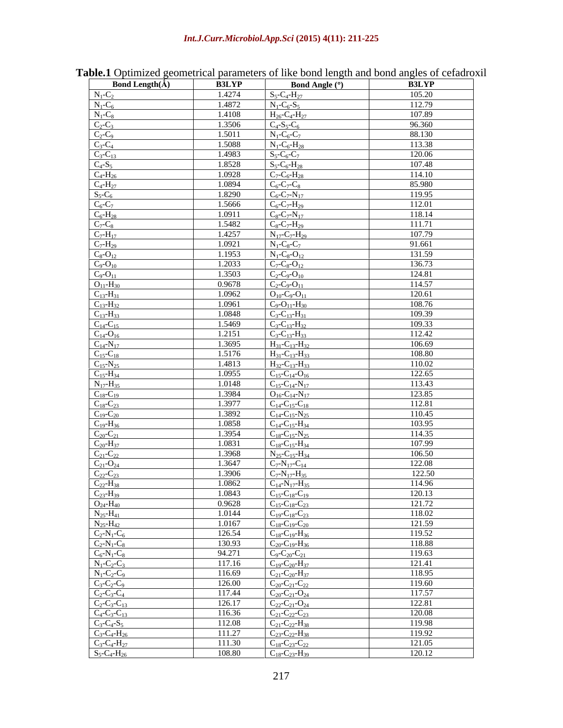**Table.1** Optimized geometrical parameters of like bond length and bond angles of cefadroxil

| Bond Length(Å) | B3LYP | Bond Angle (°) | B3LYP |
|---|---|---|---|
| $N_1$-$C_2$ | 1.4274 | $S_5$-$C_4$-$H_{27}$ | 105.20 |
| $N_1$-$C_6$ | 1.4872 | $N_1$-$C_6$-$S_5$ | 112.79 |
| $N_1$-$C_8$ | 1.4108 | $H_{26}$-$C_4$-$H_{27}$ | 107.89 |
| $C_2$-$C_3$ | 1.3506 | $C_4$-$S_5$-$C_6$ | 96.360 |
| $C_2$-$C_9$ | 1.5011 | $N_1$-$C_6$-$C_7$ | 88.130 |
| $C_3$-$C_4$ | 1.5088 | $N_1$-$C_6$-$H_{28}$ | 113.38 |
| $C_3$-$C_{13}$ | 1.4983 | $S_5$-$C_6$-$C_7$ | 120.06 |
| $C_4$-$S_5$ | 1.8528 | $S_5$-$C_6$-$H_{28}$ | 107.48 |
| $C_4$-$H_{26}$ | 1.0928 | $C_7$-$C_6$-$H_{28}$ | 114.10 |
| $C_4$-$H_{27}$ | 1.0894 | $C_6$-$C_7$-$C_8$ | 85.980 |
| $S_5$-$C_6$ | 1.8290 | $C_6$-$C_7$-$N_{17}$ | 119.95 |
| $C_6$-$C_7$ | 1.5666 | $C_6$-$C_7$-$H_{29}$ | 112.01 |
| $C_6$-$H_{28}$ | 1.0911 | $C_8$-$C_7$-$N_{17}$ | 118.14 |
| $C_7$-$C_8$ | 1.5482 | $C_8$-$C_7$-$H_{29}$ | 111.71 |
| $C_7$-$H_{17}$ | 1.4257 | $N_{17}$-$C_7$-$H_{29}$ | 107.79 |
| $C_7$-$H_{29}$ | 1.0921 | $N_1$-$C_8$-$C_7$ | 91.661 |
| $C_8$-$O_{12}$ | 1.1953 | $N_1$-$C_8$-$O_{12}$ | 131.59 |
| $C_9$-$O_{10}$ | 1.2033 | $C_7$-$C_8$-$O_{12}$ | 136.73 |
| $C_9$-$O_{11}$ | 1.3503 | $C_2$-$C_9$-$O_{10}$ | 124.81 |
| $O_{11}$-$H_{30}$ | 0.9678 | $C_2$-$C_9$-$O_{11}$ | 114.57 |
| $C_{13}$-$H_{31}$ | 1.0962 | $O_{10}$-$C_9$-$O_{11}$ | 120.61 |
| $C_{13}$-$H_{32}$ | 1.0961 | $C_9$-$O_{11}$-$H_{30}$ | 108.76 |
| $C_{13}$-$H_{33}$ | 1.0848 | $C_3$-$C_{13}$-$H_{31}$ | 109.39 |
| $C_{14}$-$C_{15}$ | 1.5469 | $C_3$-$C_{13}$-$H_{32}$ | 109.33 |
| $C_{14}$-$O_{16}$ | 1.2151 | $C_3$-$C_{13}$-$H_{33}$ | 112.42 |
| $C_{14}$-$N_{17}$ | 1.3695 | $H_{31}$-$C_{13}$-$H_{32}$ | 106.69 |
| $C_{15}$-$C_{18}$ | 1.5176 | $H_{31}$-$C_{13}$-$H_{33}$ | 108.80 |
| $C_{15}$-$N_{25}$ | 1.4813 | $H_{32}$-$C_{13}$-$H_{33}$ | 110.02 |
| $C_{15}$-$H_{34}$ | 1.0955 | $C_{15}$-$C_{14}$-$O_{16}$ | 122.65 |
| $N_{17}$-$H_{35}$ | 1.0148 | $C_{15}$-$C_{14}$-$N_{17}$ | 113.43 |
| $C_{18}$-$C_{19}$ | 1.3984 | $O_{16}$-$C_{14}$-$N_{17}$ | 123.85 |
| $C_{18}$-$C_{23}$ | 1.3977 | $C_{14}$-$C_{15}$-$C_{18}$ | 112.81 |
| $C_{19}$-$C_{20}$ | 1.3892 | $C_{14}$-$C_{15}$-$N_{25}$ | 110.45 |
| $C_{19}$-$H_{36}$ | 1.0858 | $C_{14}$-$C_{15}$-$H_{34}$ | 103.95 |
| $C_{20}$-$C_{21}$ | 1.3954 | $C_{18}$-$C_{15}$-$N_{25}$ | 114.35 |
| $C_{20}$-$H_{37}$ | 1.0831 | $C_{18}$-$C_{15}$-$H_{34}$ | 107.99 |
| $C_{21}$-$C_{22}$ | 1.3968 | $N_{25}$-$C_{15}$-$H_{34}$ | 106.50 |
| $C_{21}$-$O_{24}$ | 1.3647 | $C_7$-$N_{17}$-$C_{14}$ | 122.08 |
| $C_{22}$-$C_{23}$ | 1.3906 | $C_7$-$N_{17}$-$H_{35}$ | 122.50 |
| $C_{22}$-$H_{38}$ | 1.0862 | $C_{14}$-$N_{17}$-$H_{35}$ | 114.96 |
| $C_{23}$-$H_{39}$ | 1.0843 | $C_{15}$-$C_{18}$-$C_{19}$ | 120.13 |
| $O_{24}$-$H_{40}$ | 0.9628 | $C_{15}$-$C_{18}$-$C_{23}$ | 121.72 |
| $N_{25}$-$H_{41}$ | 1.0144 | $C_{19}$-$C_{18}$-$C_{23}$ | 118.02 |
| $N_{25}$-$H_{42}$ | 1.0167 | $C_{18}$-$C_{19}$-$C_{20}$ | 121.59 |
| $C_2$-$N_1$-$C_6$ | 126.54 | $C_{18}$-$C_{19}$-$H_{36}$ | 119.52 |
| $C_2$-$N_1$-$C_8$ | 130.93 | $C_{20}$-$C_{19}$-$H_{36}$ | 118.88 |
| $C_6$-$N_1$-$C_8$ | 94.271 | $C_9$-$C_{20}$-$C_{21}$ | 119.63 |
| $N_1$-$C_2$-$C_3$ | 117.16 | $C_{19}$-$C_{20}$-$H_{37}$ | 121.41 |
| $N_1$-$C_2$-$C_9$ | 116.69 | $C_{21}$-$C_{20}$-$H_{37}$ | 118.95 |
| $C_3$-$C_2$-$C_9$ | 126.00 | $C_{20}$-$C_{21}$-$C_{22}$ | 119.60 |
| $C_2$-$C_3$-$C_4$ | 117.44 | $C_{20}$-$C_{21}$-$O_{24}$ | 117.57 |
| $C_2$-$C_3$-$C_{13}$ | 126.17 | $C_{22}$-$C_{21}$-$O_{24}$ | 122.81 |
| $C_4$-$C_3$-$C_{13}$ | 116.36 | $C_{21}$-$C_{22}$-$C_{23}$ | 120.08 |
| $C_3$-$C_4$-$S_5$ | 112.08 | $C_{21}$-$C_{22}$-$H_{38}$ | 119.98 |
| $C_3$-$C_4$-$H_{26}$ | 111.27 | $C_{23}$-$C_{22}$-$H_{38}$ | 119.92 |
| $C_3$-$C_4$-$H_{27}$ | 111.30 | $C_{18}$-$C_{23}$-$C_{22}$ | 121.05 |
| $S_5$-$C_4$-$H_{26}$ | 108.80 | $C_{18}$-$C_{23}$-$H_{39}$ | 120.12 |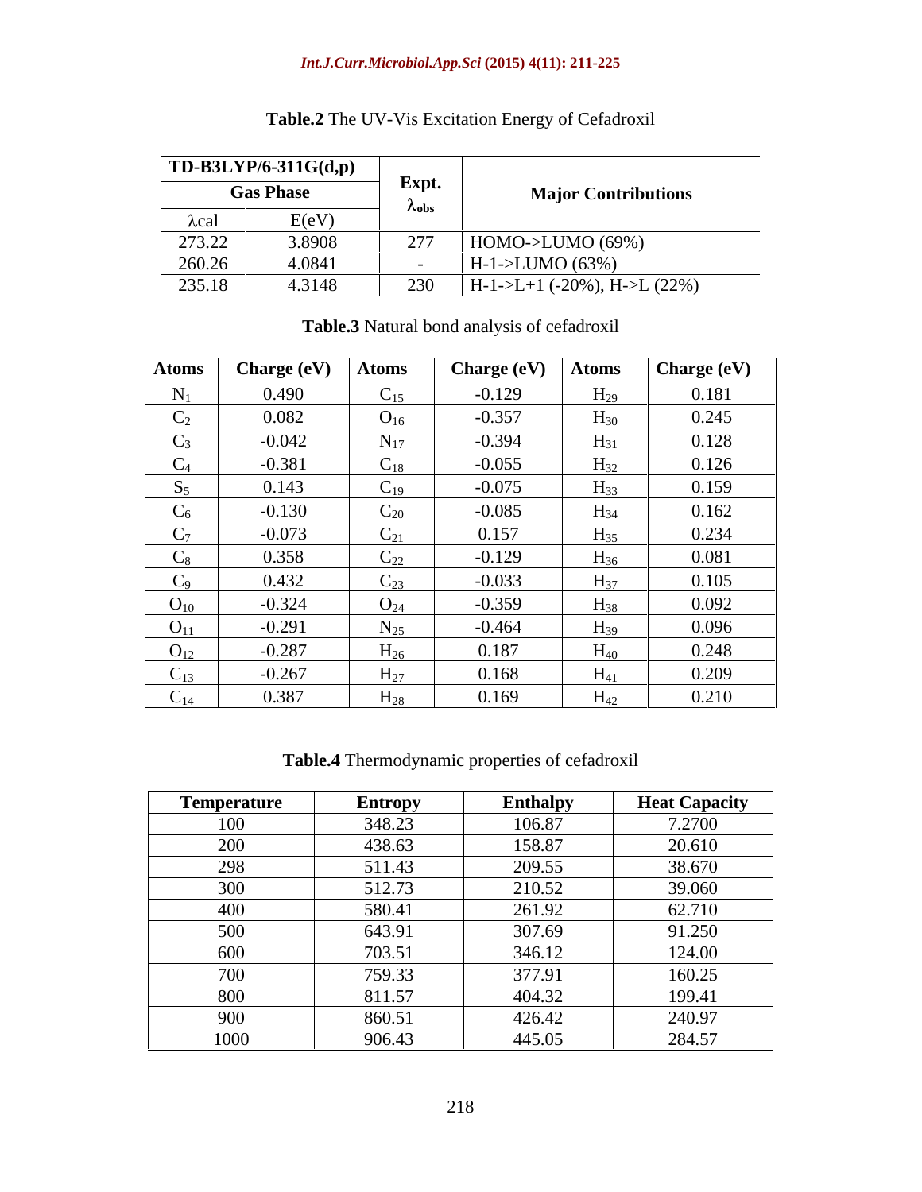**Table.2** The UV-Vis Excitation Energy of Cefadroxil

| TD-B3LYP/6-311G(d,p) | | Expt. | Major Contributions |
|---|---|---|---|
| Gas Phase | | $\lambda_{obs}$ | |
| λcal | E(eV) | | |
| 273.22 | 3.8908 | 277 | HOMO->LUMO (69%) |
| 260.26 | 4.0841 | - | H-1->LUMO (63%) |
| 235.18 | 4.3148 | 230 | H-1->L+1 (-20%), H->L (22%) |

**Table.3** Natural bond analysis of cefadroxil

| Atoms | Charge (eV) | Atoms | Charge (eV) | Atoms | Charge (eV) |
|---|---|---|---|---|---|
| $N_1$ | 0.490 | $C_{15}$ | -0.129 | $H_{29}$ | 0.181 |
| $C_2$ | 0.082 | $O_{16}$ | -0.357 | $H_{30}$ | 0.245 |
| $C_3$ | -0.042 | $N_{17}$ | -0.394 | $H_{31}$ | 0.128 |
| $C_4$ | -0.381 | $C_{18}$ | -0.055 | $H_{32}$ | 0.126 |
| $S_5$ | 0.143 | $C_{19}$ | -0.075 | $H_{33}$ | 0.159 |
| $C_6$ | -0.130 | $C_{20}$ | -0.085 | $H_{34}$ | 0.162 |
| $C_7$ | -0.073 | $C_{21}$ | 0.157 | $H_{35}$ | 0.234 |
| $C_8$ | 0.358 | $C_{22}$ | -0.129 | $H_{36}$ | 0.081 |
| $C_9$ | 0.432 | $C_{23}$ | -0.033 | $H_{37}$ | 0.105 |
| $O_{10}$ | -0.324 | $O_{24}$ | -0.359 | $H_{38}$ | 0.092 |
| $O_{11}$ | -0.291 | $N_{25}$ | -0.464 | $H_{39}$ | 0.096 |
| $O_{12}$ | -0.287 | $H_{26}$ | 0.187 | $H_{40}$ | 0.248 |
| $C_{13}$ | -0.267 | $H_{27}$ | 0.168 | $H_{41}$ | 0.209 |
| $C_{14}$ | 0.387 | $H_{28}$ | 0.169 | $H_{42}$ | 0.210 |

**Table.4** Thermodynamic properties of cefadroxil

| Temperature | Entropy | Enthalpy | Heat Capacity |
|---|---|---|---|
| 100 | 348.23 | 106.87 | 7.2700 |
| 200 | 438.63 | 158.87 | 20.610 |
| 298 | 511.43 | 209.55 | 38.670 |
| 300 | 512.73 | 210.52 | 39.060 |
| 400 | 580.41 | 261.92 | 62.710 |
| 500 | 643.91 | 307.69 | 91.250 |
| 600 | 703.51 | 346.12 | 124.00 |
| 700 | 759.33 | 377.91 | 160.25 |
| 800 | 811.57 | 404.32 | 199.41 |
| 900 | 860.51 | 426.42 | 240.97 |
| 1000 | 906.43 | 445.05 | 284.57 |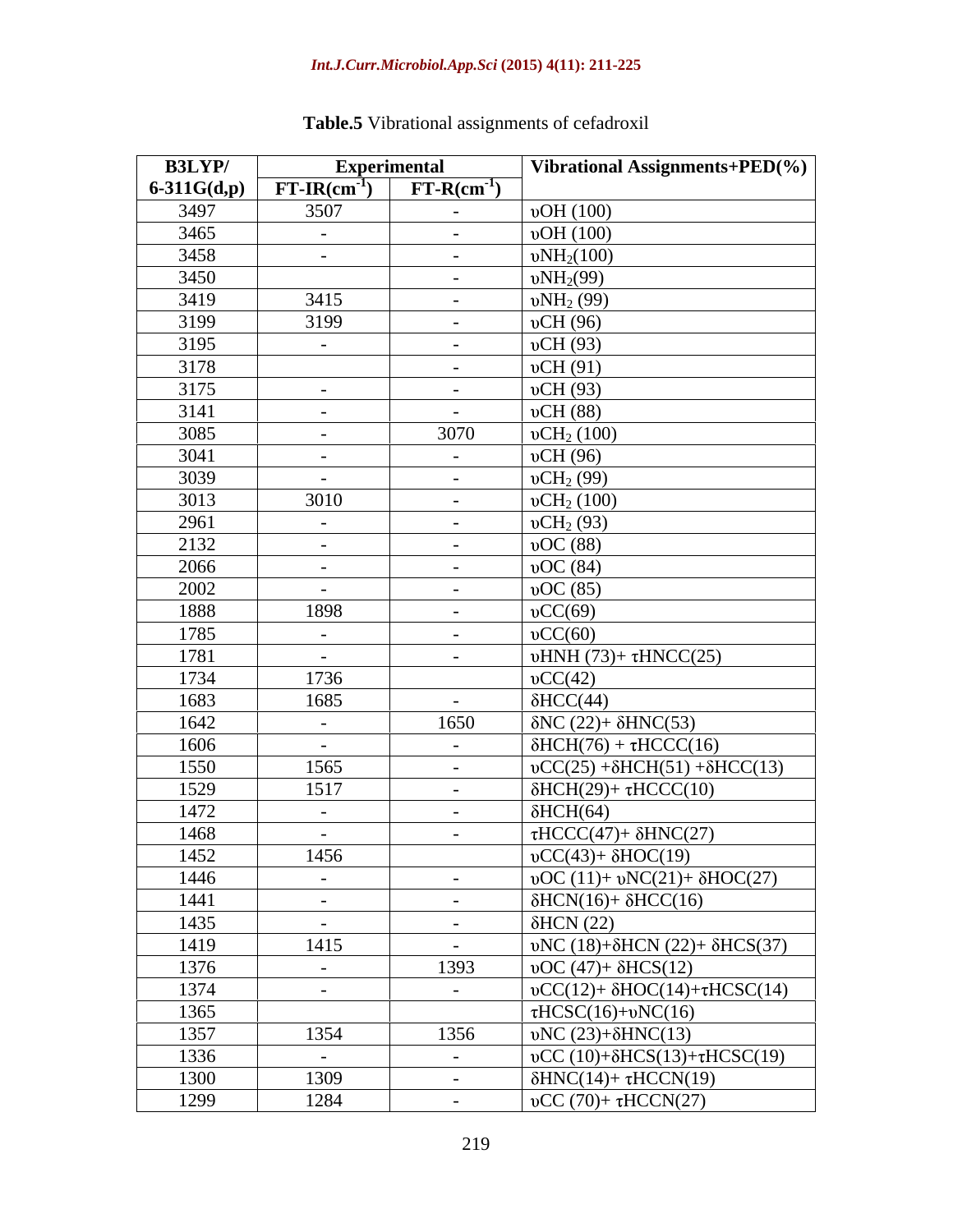**Table.5** Vibrational assignments of cefadroxil

| B3LYP/ 6-311G(d,p) | Experimental | | Vibrational Assignments+PED(%) |
|---|---|---|---|
| | FT-IR($cm^{-1}$) | FT-R($cm^{-1}$) | |
| 3497 | 3507 | - | υOH (100) |
| 3465 | - | - | υOH (100) |
| 3458 | - | - | υ$NH_2$(100) |
| 3450 | | - | υ$NH_2$(99) |
| 3419 | 3415 | - | υ$NH_2$ (99) |
| 3199 | 3199 | - | υCH (96) |
| 3195 | - | - | υCH (93) |
| 3178 | | - | υCH (91) |
| 3175 | - | - | υCH (93) |
| 3141 | - | - | υCH (88) |
| 3085 | - | 3070 | υ$CH_2$ (100) |
| 3041 | - | - | υCH (96) |
| 3039 | - | - | υ$CH_2$ (99) |
| 3013 | 3010 | - | υ$CH_2$ (100) |
| 2961 | - | - | υ$CH_2$ (93) |
| 2132 | - | - | υOC (88) |
| 2066 | - | - | υOC (84) |
| 2002 | - | - | υOC (85) |
| 1888 | 1898 | - | υCC(69) |
| 1785 | - | - | υCC(60) |
| 1781 | - | - | υHNH (73)+ τHNCC(25) |
| 1734 | 1736 | | υCC(42) |
| 1683 | 1685 | - | δHCC(44) |
| 1642 | - | 1650 | δNC (22)+ δHNC(53) |
| 1606 | - | - | δHCH(76) + τHCCC(16) |
| 1550 | 1565 | - | υCC(25) +δHCH(51) +δHCC(13) |
| 1529 | 1517 | - | δHCH(29)+ τHCCC(10) |
| 1472 | - | - | δHCH(64) |
| 1468 | - | - | τHCCC(47)+ δHNC(27) |
| 1452 | 1456 | | υCC(43)+ δHOC(19) |
| 1446 | - | - | υOC (11)+ υNC(21)+ δHOC(27) |
| 1441 | - | - | δHCN(16)+ δHCC(16) |
| 1435 | - | - | δHCN (22) |
| 1419 | 1415 | - | υNC (18)+δHCN (22)+ δHCS(37) |
| 1376 | - | 1393 | υOC (47)+ δHCS(12) |
| 1374 | - | - | υCC(12)+ δHOC(14)+τHCSC(14) |
| 1365 | | | τHCSC(16)+υNC(16) |
| 1357 | 1354 | 1356 | υNC (23)+δHNC(13) |
| 1336 | - | - | υCC (10)+δHCS(13)+τHCSC(19) |
| 1300 | 1309 | - | δHNC(14)+ τHCCN(19) |
| 1299 | 1284 | - | υCC (70)+ τHCCN(27) |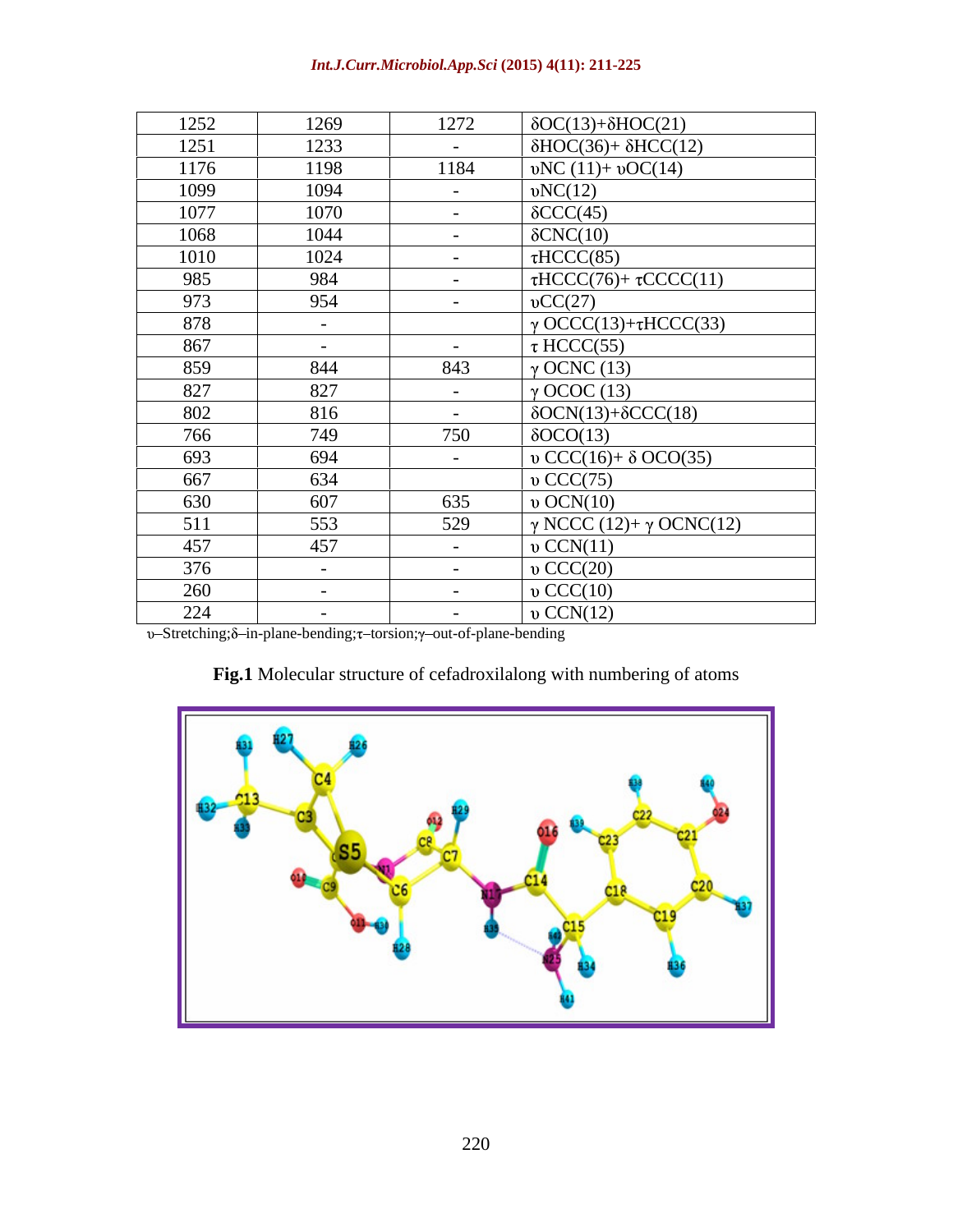| 1252 | 1269 | 1272 | δOC(13)+δHOC(21) |
|---|---|---|---|
| 1251 | 1233 | - | δHOC(36)+ δHCC(12) |
| 1176 | 1198 | 1184 | υNC (11)+ υOC(14) |
| 1099 | 1094 | - | υNC(12) |
| 1077 | 1070 | - | δCCC(45) |
| 1068 | 1044 | - | δCNC(10) |
| 1010 | 1024 | - | τHCCC(85) |
| 985 | 984 | - | τHCCC(76)+ τCCCC(11) |
| 973 | 954 | - | υCC(27) |
| 878 | - | | γ OCCC(13)+τHCCC(33) |
| 867 | - | - | τ HCCC(55) |
| 859 | 844 | 843 | γ OCNC (13) |
| 827 | 827 | - | γ OCOC (13) |
| 802 | 816 | - | δOCN(13)+δCCC(18) |
| 766 | 749 | 750 | δOCO(13) |
| 693 | 694 | - | υ CCC(16)+ δ OCO(35) |
| 667 | 634 | | υ CCC(75) |
| 630 | 607 | 635 | υ OCN(10) |
| 511 | 553 | 529 | γ NCCC (12)+ γ OCNC(12) |
| 457 | 457 | - | υ CCN(11) |
| 376 | - | - | υ CCC(20) |
| 260 | - | - | υ CCC(10) |
| 224 | - | - | υ CCN(12) |

υ–Stretching;δ–in-plane-bending;τ–torsion;γ–out-of-plane-bending

**Fig.1** Molecular structure of cefadroxilalong with numbering of atoms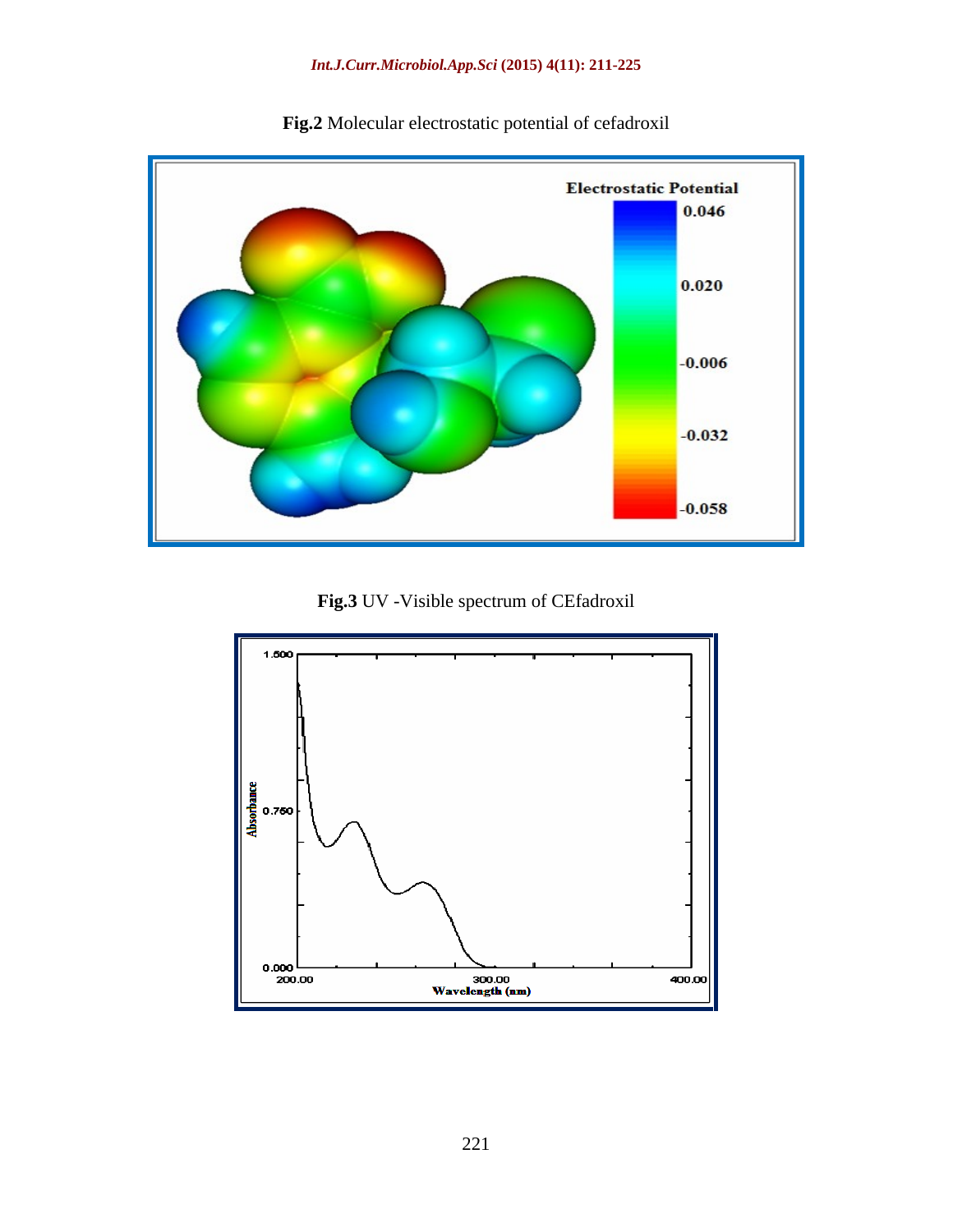**Fig.2** Molecular electrostatic potential of cefadroxil

**Fig.3** UV -Visible spectrum of CEfadroxil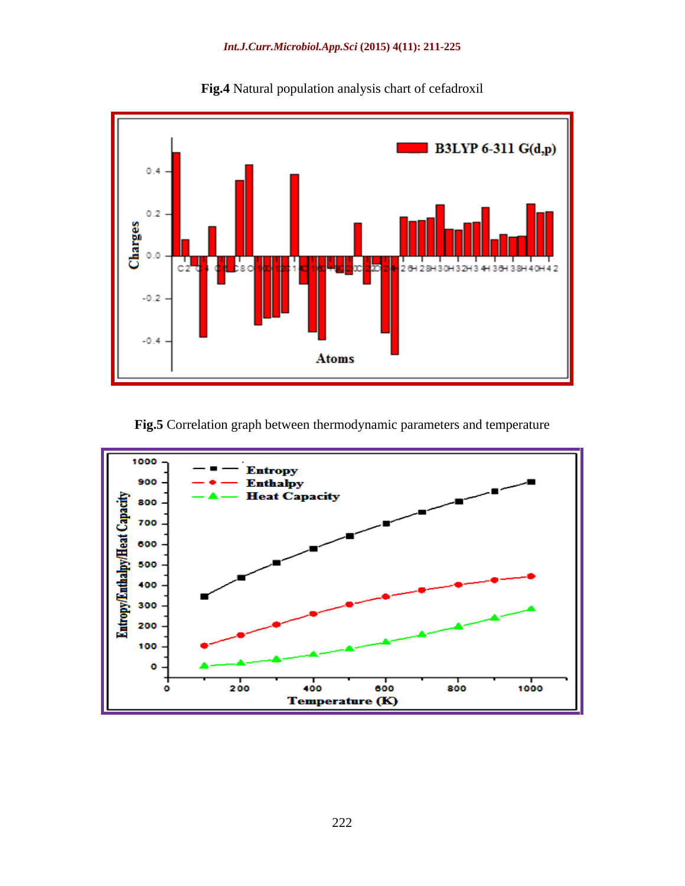**Fig.4** Natural population analysis chart of cefadroxil

**Fig.5** Correlation graph between thermodynamic parameters and temperature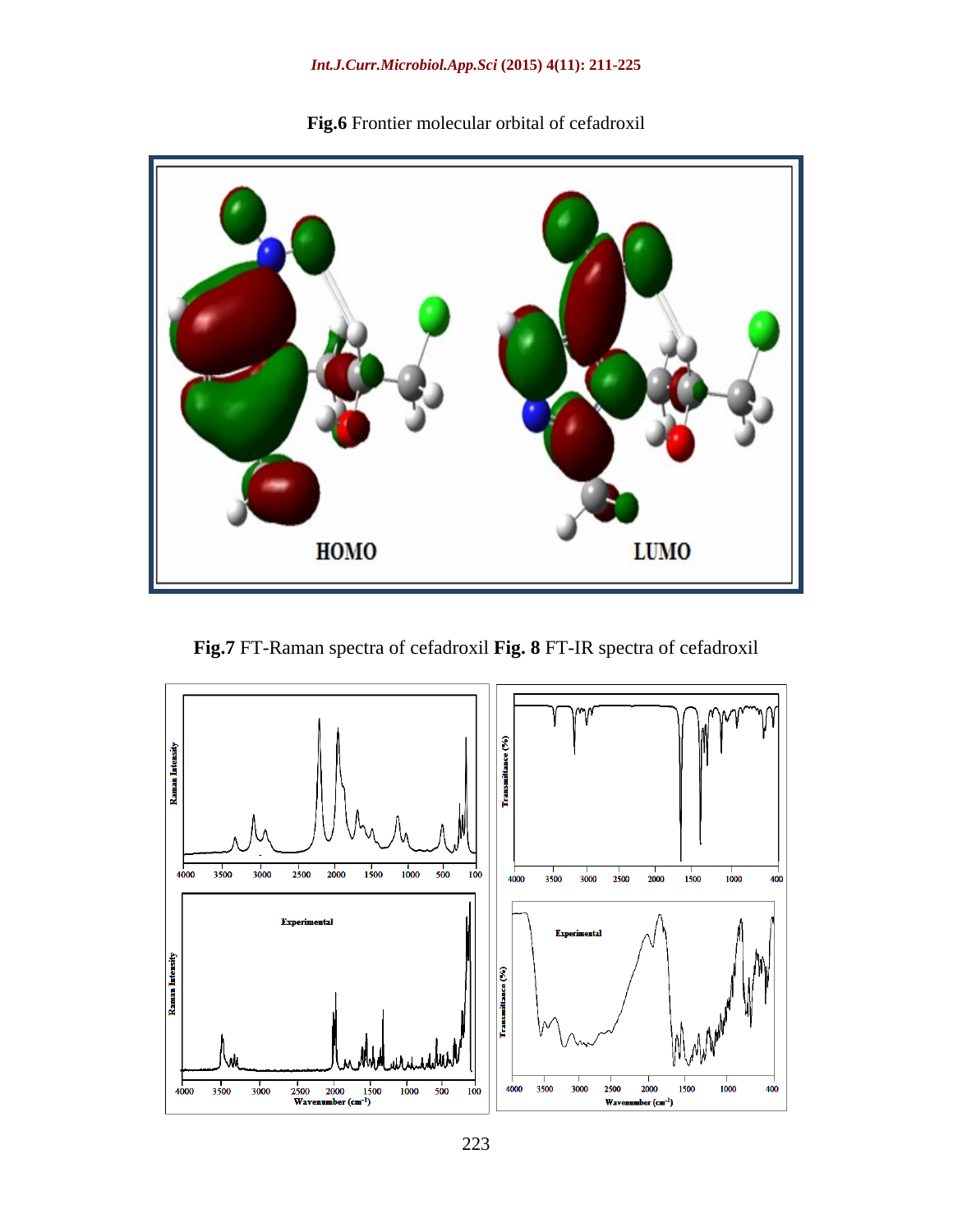**Fig.6** Frontier molecular orbital of cefadroxil

**Fig.7** FT-Raman spectra of cefadroxil **Fig. 8** FT-IR spectra of cefadroxil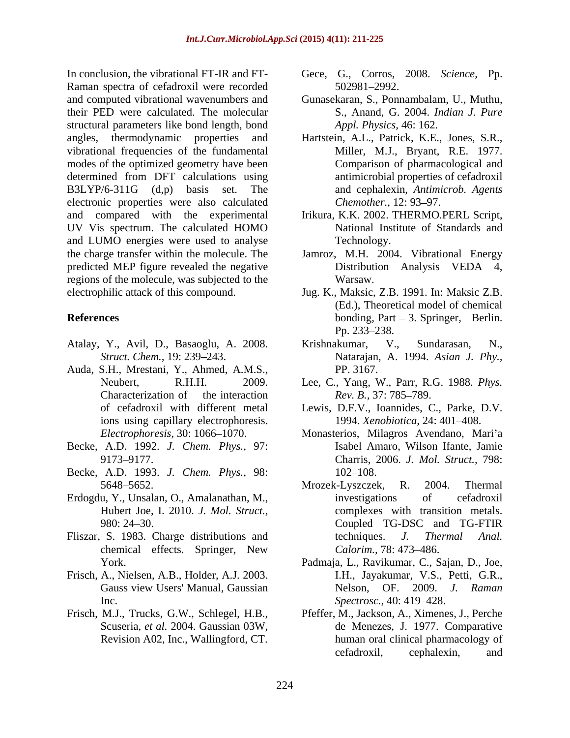In conclusion, the vibrational FT-IR and FT-Raman spectra of cefadroxil were recorded and computed vibrational wavenumbers and their PED were calculated. The molecular structural parameters like bond length, bond angles, thermodynamic properties and vibrational frequencies of the fundamental modes of the optimized geometry have been determined from DFT calculations using B3LYP/6-311G (d,p) basis set. The electronic properties were also calculated and compared with the experimental UV–Vis spectrum. The calculated HOMO and LUMO energies were used to analyse the charge transfer within the molecule. The predicted MEP figure revealed the negative regions of the molecule, was subjected to the electrophilic attack of this compound.

## References

- Atalay, Y., Avil, D., Basaoglu, A. 2008. *Struct. Chem.,* 19: 239–243.
- Auda, S.H., Mrestani, Y., Ahmed, A.M.S., Neubert, R.H.H. 2009. Characterization of the interaction of cefadroxil with different metal ions using capillary electrophoresis. *Electrophoresis,* 30: 1066–1070.
- Becke, A.D. 1992. *J. Chem. Phys.,* 97: 9173–9177.
- Becke, A.D. 1993. *J. Chem. Phys.,* 98: 5648–5652.
- Erdogdu, Y., Unsalan, O., Amalanathan, M., Hubert Joe, I. 2010. *J. Mol. Struct.,* 980: 24–30.
- Fliszar, S. 1983. Charge distributions and chemical effects. Springer, New York.
- Frisch, A., Nielsen, A.B., Holder, A.J. 2003. Gauss view Users' Manual, Gaussian Inc.
- Frisch, M.J., Trucks, G.W., Schlegel, H.B., Scuseria, *et al.* 2004. Gaussian 03W, Revision A02, Inc., Wallingford, CT.
- Gece, G., Corros, 2008. *Science,* Pp. 502981–2992.
- Gunasekaran, S., Ponnambalam, U., Muthu, S., Anand, G. 2004. *Indian J. Pure Appl. Physics,* 46: 162.
- Hartstein, A.L., Patrick, K.E., Jones, S.R., Miller, M.J., Bryant, R.E. 1977. Comparison of pharmacological and antimicrobial properties of cefadroxil and cephalexin, *Antimicrob. Agents Chemother.,* 12: 93–97.
- Irikura, K.K. 2002. THERMO.PERL Script, National Institute of Standards and Technology.
- Jamroz, M.H. 2004. Vibrational Energy Distribution Analysis VEDA 4, Warsaw.
- Jug. K., Maksic, Z.B. 1991. In: Maksic Z.B. (Ed.), Theoretical model of chemical bonding, Part – 3. Springer, Berlin. Pp. 233–238.
- Krishnakumar, V., Sundarasan, N., Natarajan, A. 1994. *Asian J. Phy.,* PP. 3167.
- Lee, C., Yang, W., Parr, R.G. 1988. *Phys. Rev. B.,* 37: 785–789.
- Lewis, D.F.V., Ioannides, C., Parke, D.V. 1994. *Xenobiotica,* 24: 401–408.
- Monasterios, Milagros Avendano, Mari'a Isabel Amaro, Wilson Ifante, Jamie Charris, 2006. *J. Mol. Struct.,* 798: 102–108.
- Mrozek-Lyszczek, R. 2004. Thermal investigations of cefadroxil complexes with transition metals. Coupled TG-DSC and TG-FTIR techniques. *J. Thermal Anal. Calorim.,* 78: 473–486.
- Padmaja, L., Ravikumar, C., Sajan, D., Joe, I.H., Jayakumar, V.S., Petti, G.R., Nelson, OF. 2009. *J. Raman Spectrosc.,* 40: 419–428.
- Pfeffer, M., Jackson, A., Ximenes, J., Perche de Menezes, J. 1977. Comparative human oral clinical pharmacology of cefadroxil, cephalexin, and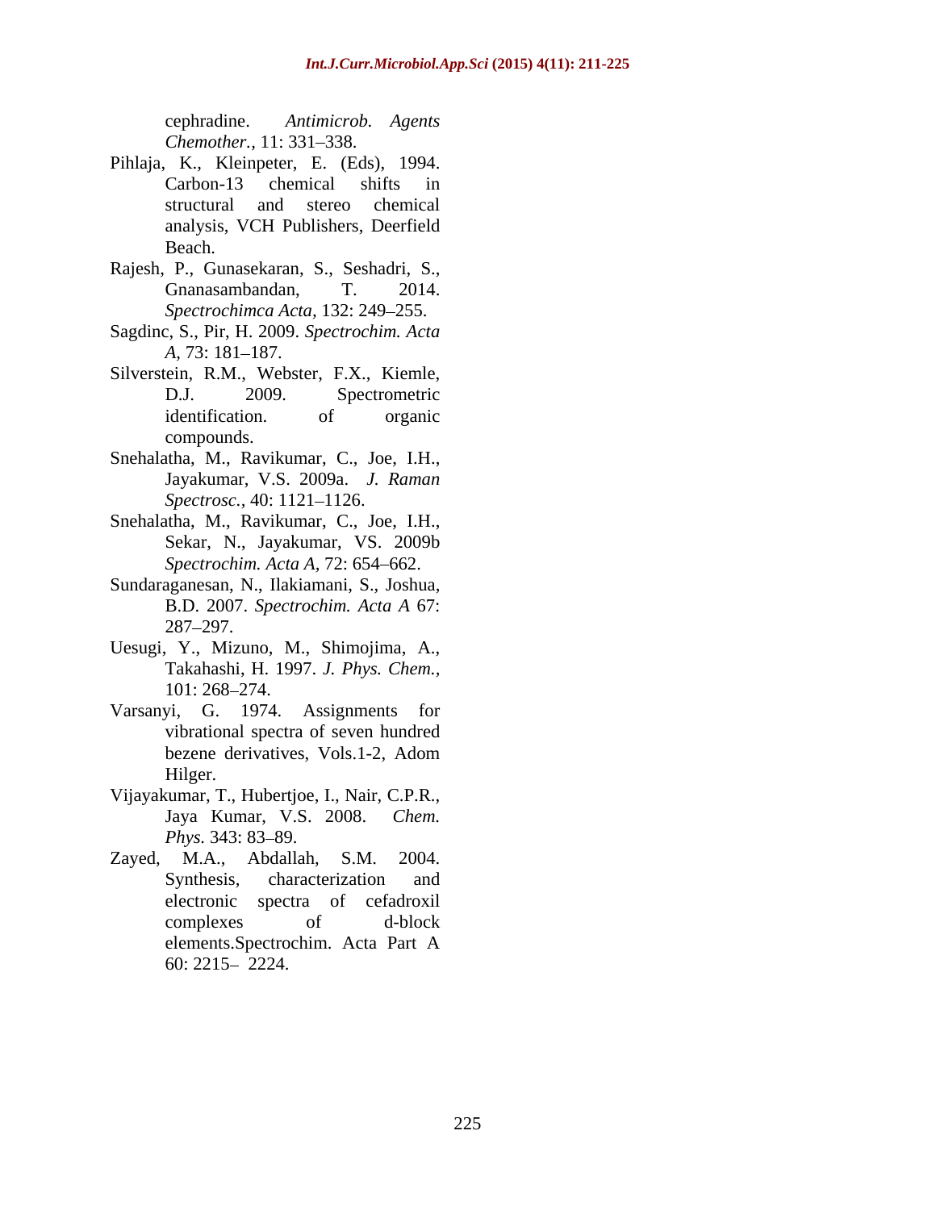cephradine. *Antimicrob. Agents Chemother.*, 11: 331–338.

Pihlaja, K., Kleinpeter, E. (Eds), 1994. Carbon-13 chemical shifts in structural and stereo chemical analysis, VCH Publishers, Deerfield Beach.

Rajesh, P., Gunasekaran, S., Seshadri, S., Gnanasambandan, T. 2014. *Spectrochimca Acta*, 132: 249–255.

Sagdinc, S., Pir, H. 2009. *Spectrochim. Acta A*, 73: 181–187.

Silverstein, R.M., Webster, F.X., Kiemle, D.J. 2009. Spectrometric identification. of organic compounds.

Snehalatha, M., Ravikumar, C., Joe, I.H., Jayakumar, V.S. 2009a. *J. Raman Spectrosc.*, 40: 1121–1126.

Snehalatha, M., Ravikumar, C., Joe, I.H., Sekar, N., Jayakumar, VS. 2009b *Spectrochim. Acta A*, 72: 654–662.

Sundaraganesan, N., Ilakiamani, S., Joshua, B.D. 2007. *Spectrochim. Acta A* 67: 287–297.

Uesugi, Y., Mizuno, M., Shimojima, A., Takahashi, H. 1997. *J. Phys. Chem.*, 101: 268–274.

Varsanyi, G. 1974. Assignments for vibrational spectra of seven hundred bezene derivatives, Vols.1-2, Adom Hilger.

Vijayakumar, T., Hubertjoe, I., Nair, C.P.R., Jaya Kumar, V.S. 2008. *Chem. Phys.* 343: 83–89.

Zayed, M.A., Abdallah, S.M. 2004. Synthesis, characterization and electronic spectra of cefadroxil complexes of d-block elements.Spectrochim. Acta Part A 60: 2215– 2224.